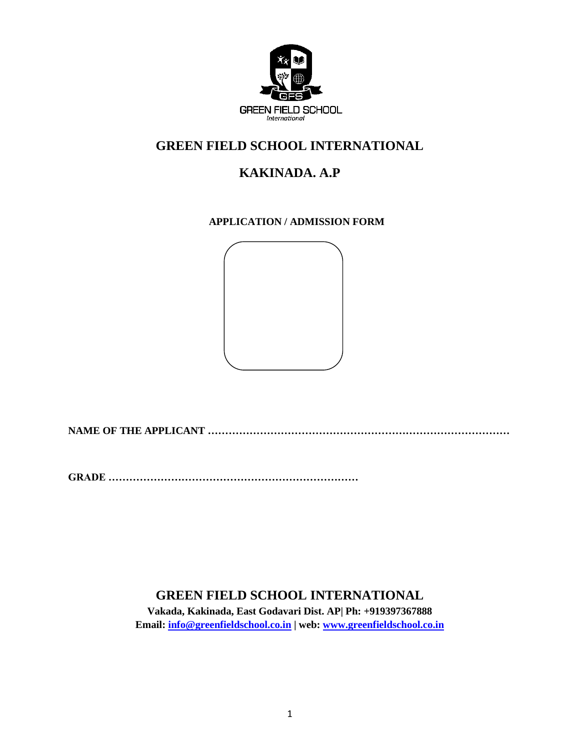GREEN FIELD SCHOOL
International

# GREEN FIELD SCHOOL INTERNATIONAL

# KAKINADA. A.P

### APPLICATION / ADMISSION FORM

**NAME OF THE APPLICANT …………………………………………………………………………**

**GRADE ………………………………………………………………**

## GREEN FIELD SCHOOL INTERNATIONAL

**Vakada, Kakinada, East Godavari Dist. AP| Ph: +919397367888**
**Email: info@greenfieldschool.co.in | web: www.greenfieldschool.co.in**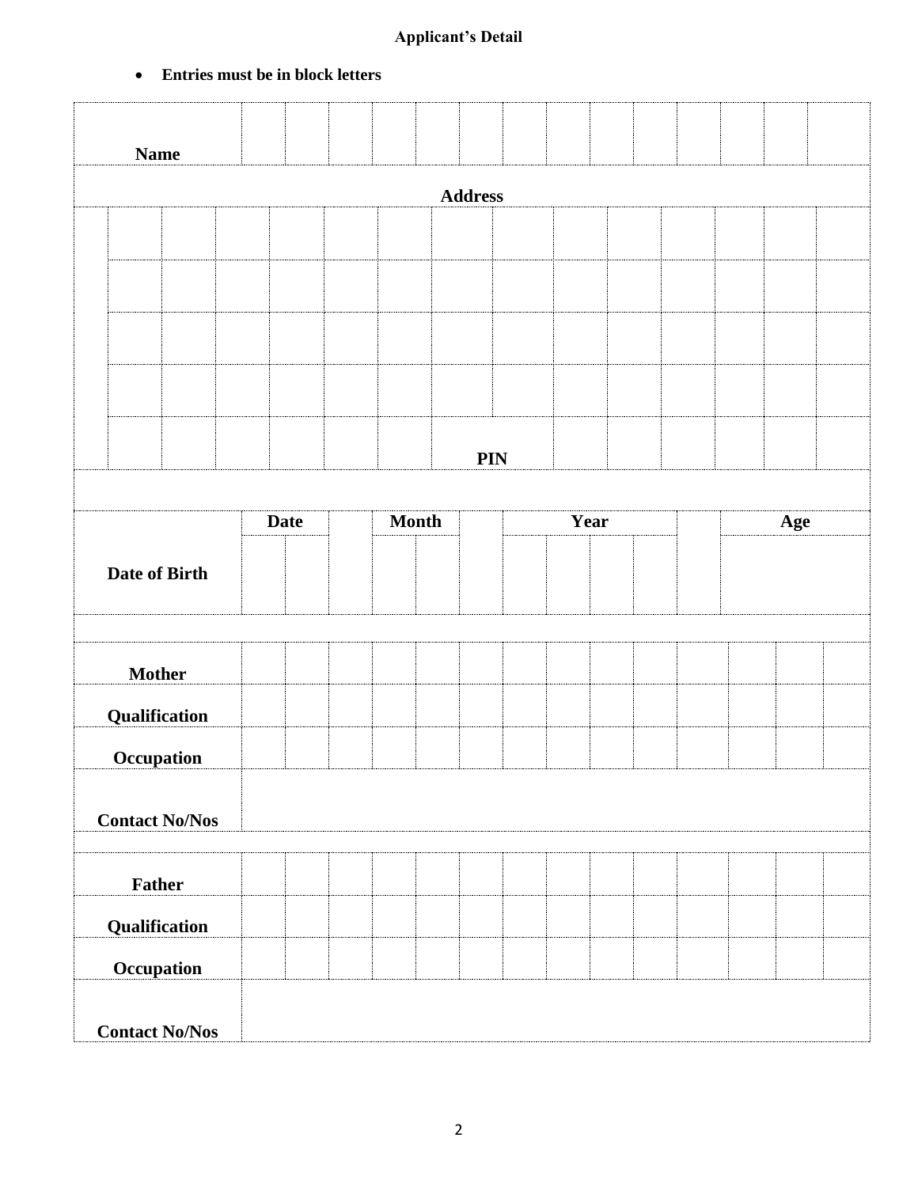**Applicant's Detail**

- **Entries must be in block letters**

| | | | | | | | | | | | | | | |
|---|---|---|---|---|---|---|---|---|---|---|---|---|---|---|
| **Name** | | | | | | | | | | | | | | |

**Address**

| | | | | | | | | | | | | | |
|---|---|---|---|---|---|---|---|---|---|---|---|---|---|
| | | | | | | | | | | | | | |
| | | | | | | | | | | | | | |
| | | | | | | | | | | | | | |
| | | | | | | | | | | | | | |
| | | | | | | **PIN** | | | | | | | |

| | Date | | | Month | | | Year | | | | | Age |
|---|---|---|---|---|---|---|---|---|---|---|---|---|
| **Date of Birth** | | | | | | | | | | | | |

| | | | | | | | | | | | | | | |
|---|---|---|---|---|---|---|---|---|---|---|---|---|---|---|
| **Mother** | | | | | | | | | | | | | | |
| **Qualification** | | | | | | | | | | | | | | |
| **Occupation** | | | | | | | | | | | | | | |
| **Contact No/Nos** | | | | | | | | | | | | | | |

| | | | | | | | | | | | | | | |
|---|---|---|---|---|---|---|---|---|---|---|---|---|---|---|
| **Father** | | | | | | | | | | | | | | |
| **Qualification** | | | | | | | | | | | | | | |
| **Occupation** | | | | | | | | | | | | | | |
| **Contact No/Nos** | | | | | | | | | | | | | | |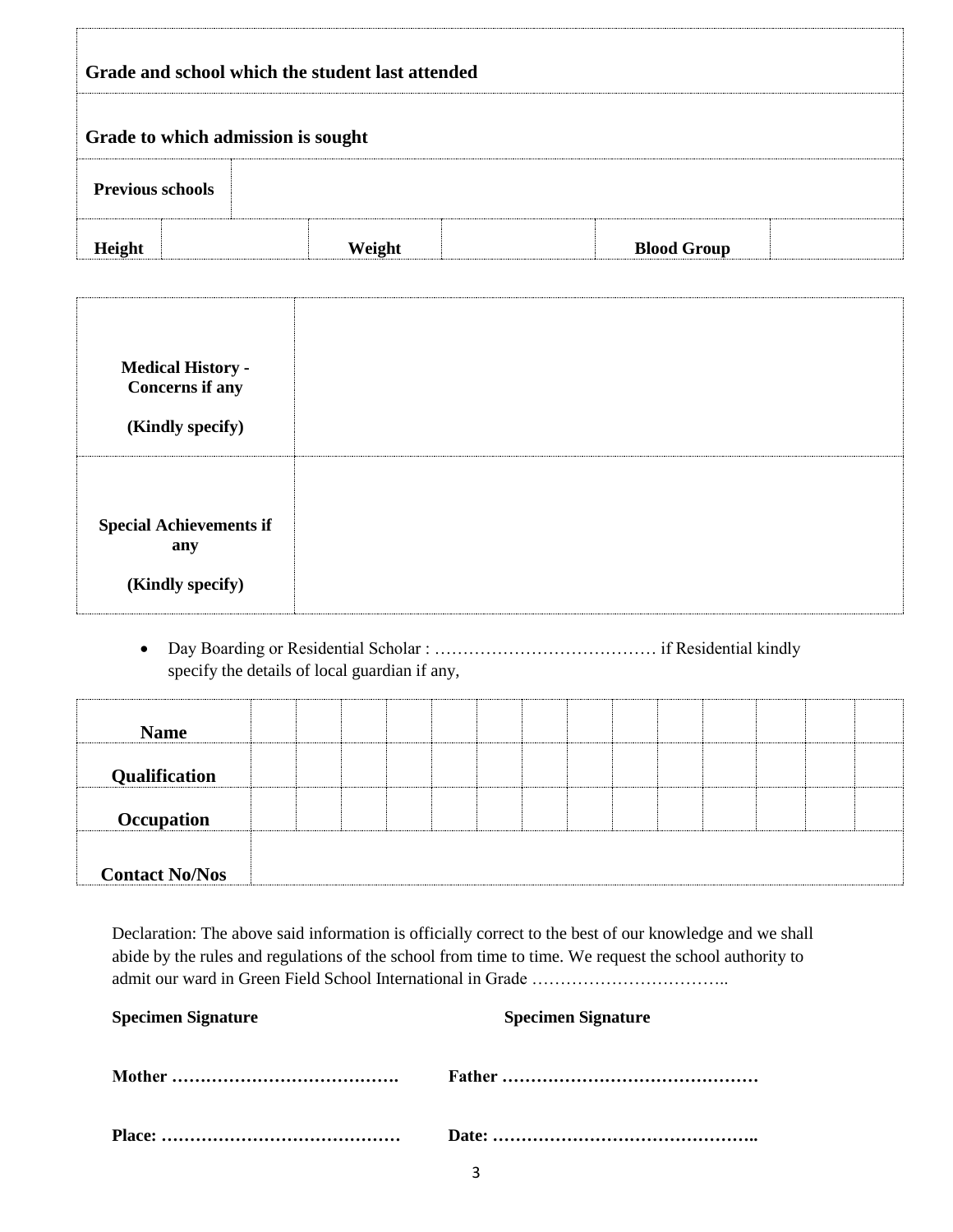| **Grade and school which the student last attended** | | | | | |
|---|---|---|---|---|---|
| **Grade to which admission is sought** | | | | | |
| **Previous schools** | | | | | |
| **Height** | | **Weight** | | **Blood Group** | |

| **Medical History - Concerns if any (Kindly specify)** | |
|---|---|
| **Special Achievements if any (Kindly specify)** | |

- Day Boarding or Residential Scholar : ………………………………… if Residential kindly specify the details of local guardian if any,

| **Name** | | | | | | | | | | | | | | |
|---|---|---|---|---|---|---|---|---|---|---|---|---|---|---|
| **Qualification** | | | | | | | | | | | | | | |
| **Occupation** | | | | | | | | | | | | | | |
| **Contact No/Nos** | | | | | | | | | | | | | | |

Declaration: The above said information is officially correct to the best of our knowledge and we shall abide by the rules and regulations of the school from time to time. We request the school authority to admit our ward in Green Field School International in Grade ……………………………..

**Specimen Signature** **Specimen Signature**

**Mother ………………………………….** **Father ………………………………………**

**Place: ……………………………………** **Date: ………………………………………..**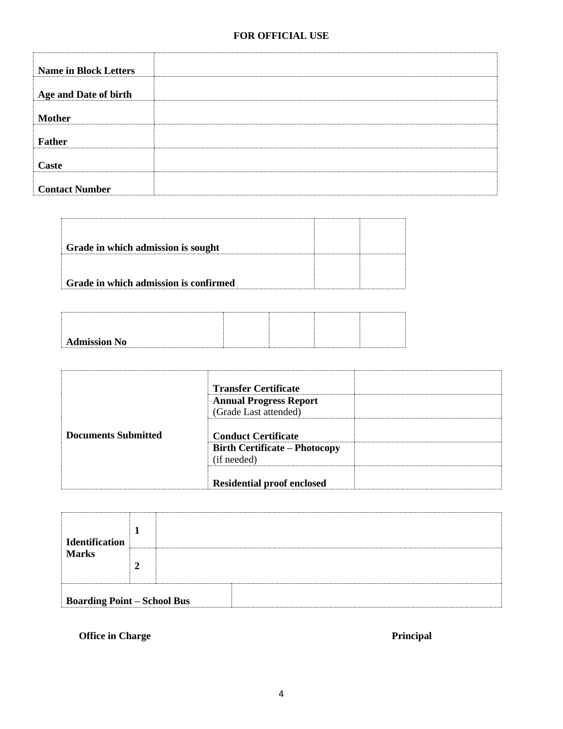**FOR OFFICIAL USE**

| | |
|---|---|
| **Name in Block Letters** | |
| **Age and Date of birth** | |
| **Mother** | |
| **Father** | |
| **Caste** | |
| **Contact Number** | |

| | | |
|---|---|---|
| **Grade in which admission is sought** | | |
| **Grade in which admission is confirmed** | | |

| | | | | |
|---|---|---|---|---|
| **Admission No** | | | | |

| | | |
|---|---|---|
| **Documents Submitted** | **Transfer Certificate** | |
| | **Annual Progress Report** (Grade Last attended) | |
| | **Conduct Certificate** | |
| | **Birth Certificate – Photocopy** (if needed) | |
| | **Residential proof enclosed** | |

| | | |
|---|---|---|
| **Identification Marks** | **1** | |
| | **2** | |
| **Boarding Point – School Bus** | | |

**Office in Charge** **Principal**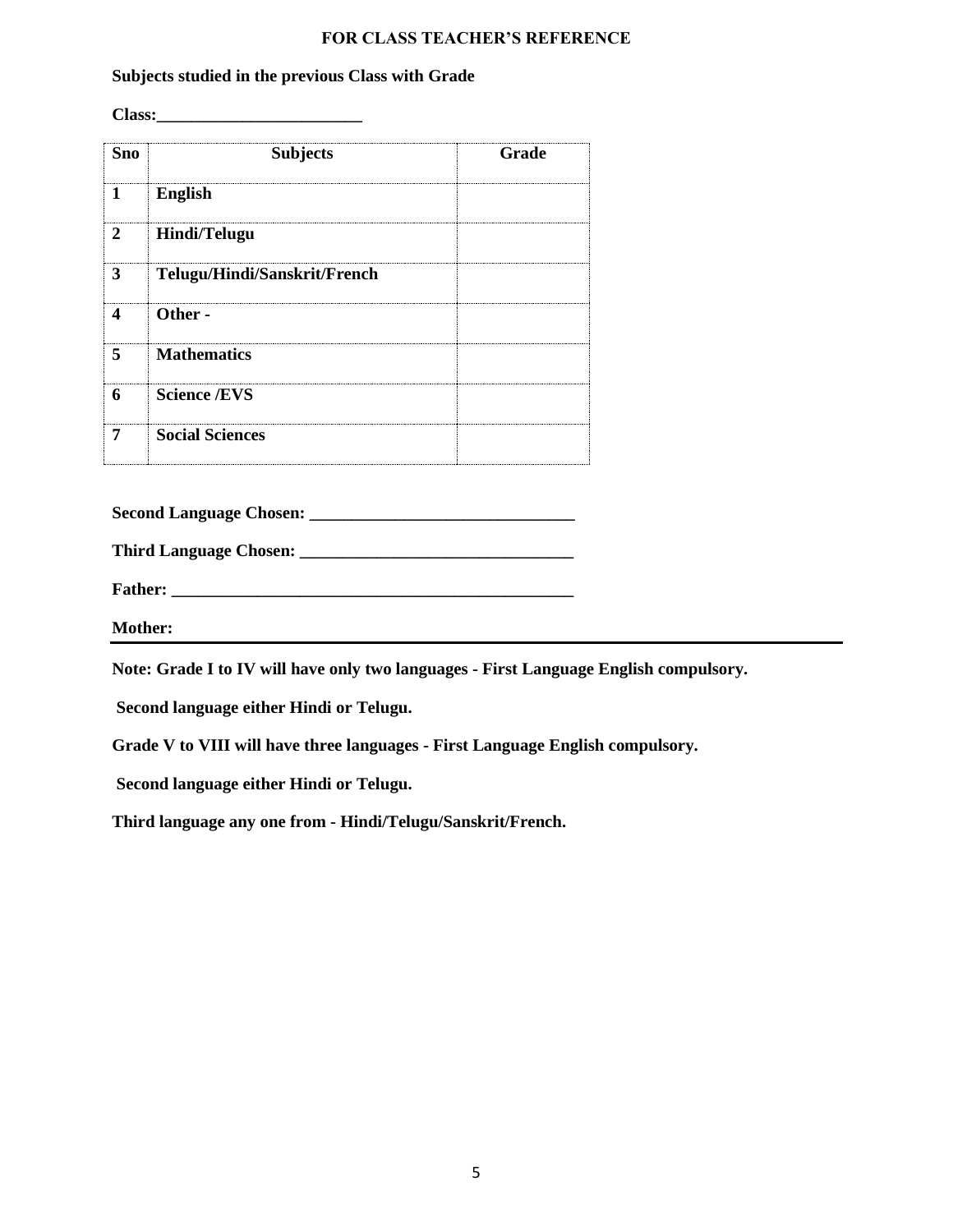## FOR CLASS TEACHER'S REFERENCE

**Subjects studied in the previous Class with Grade**

**Class:________________________**

| Sno | Subjects | Grade |
|---|---|---|
| 1 | English | |
| 2 | Hindi/Telugu | |
| 3 | Telugu/Hindi/Sanskrit/French | |
| 4 | Other - | |
| 5 | Mathematics | |
| 6 | Science /EVS | |
| 7 | Social Sciences | |

**Second Language Chosen: ______________________________**

**Third Language Chosen: ______________________________**

**Father: ______________________________________________**

**Mother:**

---

**Note: Grade I to IV will have only two languages - First Language English compulsory.**

**Second language either Hindi or Telugu.**

**Grade V to VIII will have three languages - First Language English compulsory.**

**Second language either Hindi or Telugu.**

**Third language any one from - Hindi/Telugu/Sanskrit/French.**